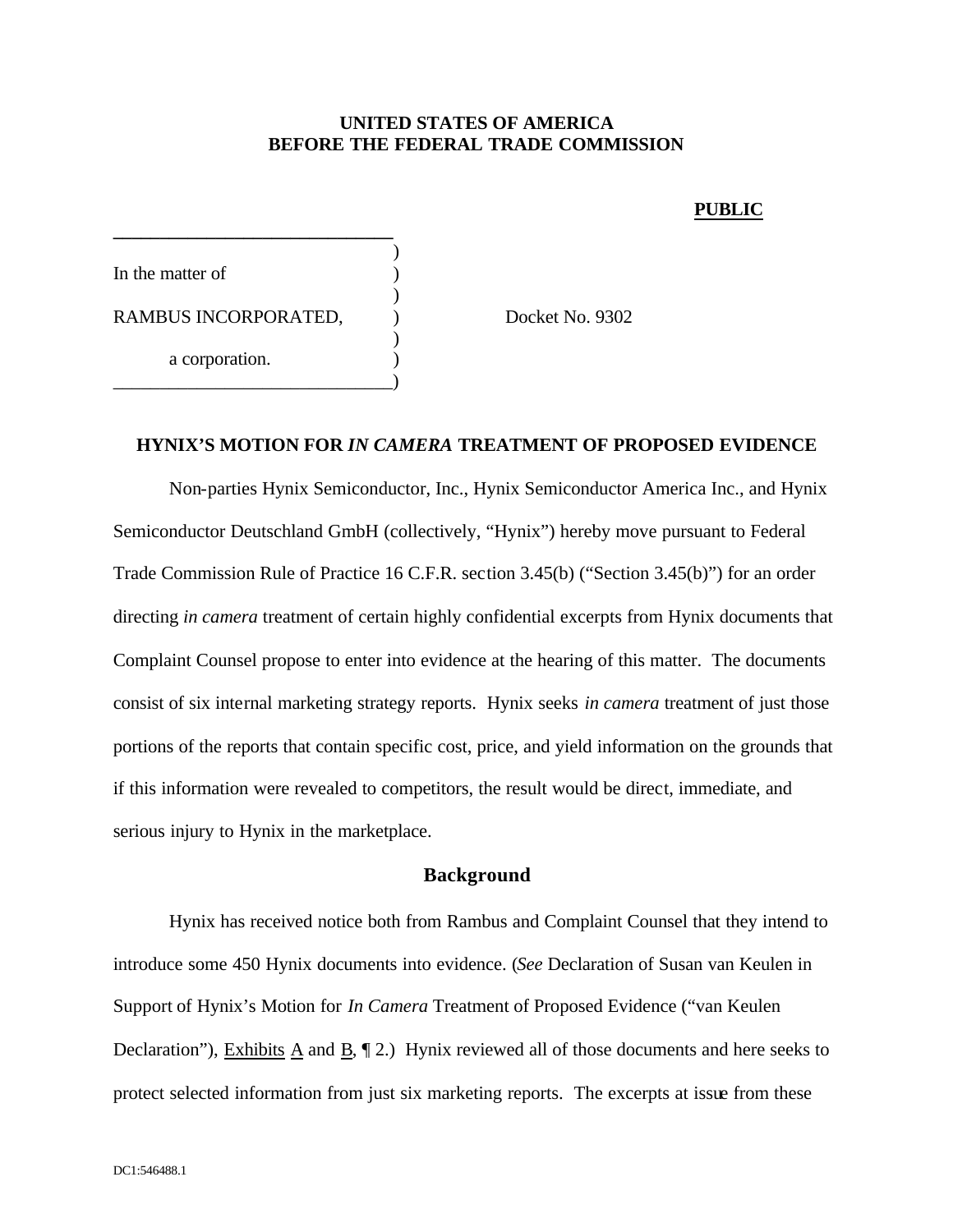**UNITED STATES OF AMERICA**
**BEFORE THE FEDERAL TRADE COMMISSION**

**PUBLIC**

In the matter of

RAMBUS INCORPORATED,

a corporation.

Docket No. 9302

**HYNIX'S MOTION FOR *IN CAMERA* TREATMENT OF PROPOSED EVIDENCE**

Non-parties Hynix Semiconductor, Inc., Hynix Semiconductor America Inc., and Hynix Semiconductor Deutschland GmbH (collectively, "Hynix") hereby move pursuant to Federal Trade Commission Rule of Practice 16 C.F.R. section 3.45(b) ("Section 3.45(b)") for an order directing *in camera* treatment of certain highly confidential excerpts from Hynix documents that Complaint Counsel propose to enter into evidence at the hearing of this matter. The documents consist of six internal marketing strategy reports. Hynix seeks *in camera* treatment of just those portions of the reports that contain specific cost, price, and yield information on the grounds that if this information were revealed to competitors, the result would be direct, immediate, and serious injury to Hynix in the marketplace.

## Background

Hynix has received notice both from Rambus and Complaint Counsel that they intend to introduce some 450 Hynix documents into evidence. (*See* Declaration of Susan van Keulen in Support of Hynix's Motion for *In Camera* Treatment of Proposed Evidence ("van Keulen Declaration"), Exhibits A and B, ¶ 2.) Hynix reviewed all of those documents and here seeks to protect selected information from just six marketing reports. The excerpts at issue from these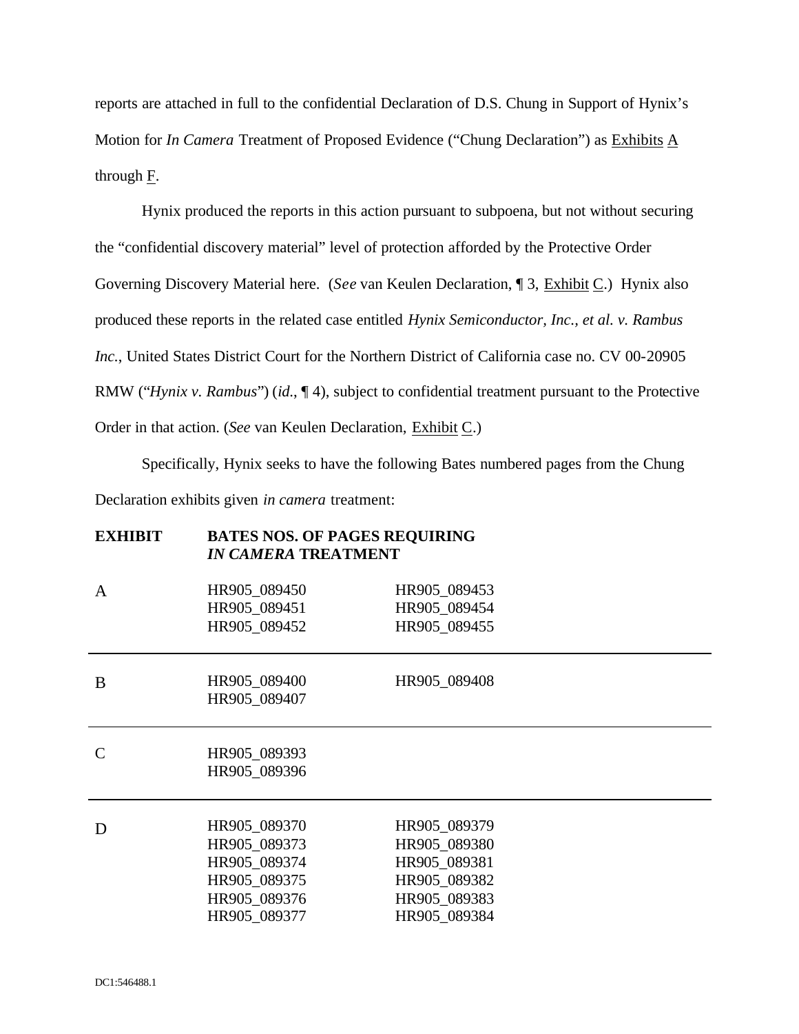reports are attached in full to the confidential Declaration of D.S. Chung in Support of Hynix's Motion for *In Camera* Treatment of Proposed Evidence ("Chung Declaration") as Exhibits A through F.

Hynix produced the reports in this action pursuant to subpoena, but not without securing the "confidential discovery material" level of protection afforded by the Protective Order Governing Discovery Material here. (*See* van Keulen Declaration, ¶ 3, Exhibit C.) Hynix also produced these reports in the related case entitled *Hynix Semiconductor, Inc., et al. v. Rambus Inc.*, United States District Court for the Northern District of California case no. CV 00-20905 RMW ("*Hynix v. Rambus*") (*id.*, ¶ 4), subject to confidential treatment pursuant to the Protective Order in that action. (*See* van Keulen Declaration, Exhibit C.)

Specifically, Hynix seeks to have the following Bates numbered pages from the Chung Declaration exhibits given *in camera* treatment:

| **EXHIBIT** | **BATES NOS. OF PAGES REQUIRING *IN CAMERA* TREATMENT** | |
|---|---|---|
| A | HR905_089450<br>HR905_089451<br>HR905_089452 | HR905_089453<br>HR905_089454<br>HR905_089455 |
| B | HR905_089400<br>HR905_089407 | HR905_089408 |
| C | HR905_089393<br>HR905_089396 | |
| D | HR905_089370<br>HR905_089373<br>HR905_089374<br>HR905_089375<br>HR905_089376<br>HR905_089377 | HR905_089379<br>HR905_089380<br>HR905_089381<br>HR905_089382<br>HR905_089383<br>HR905_089384 |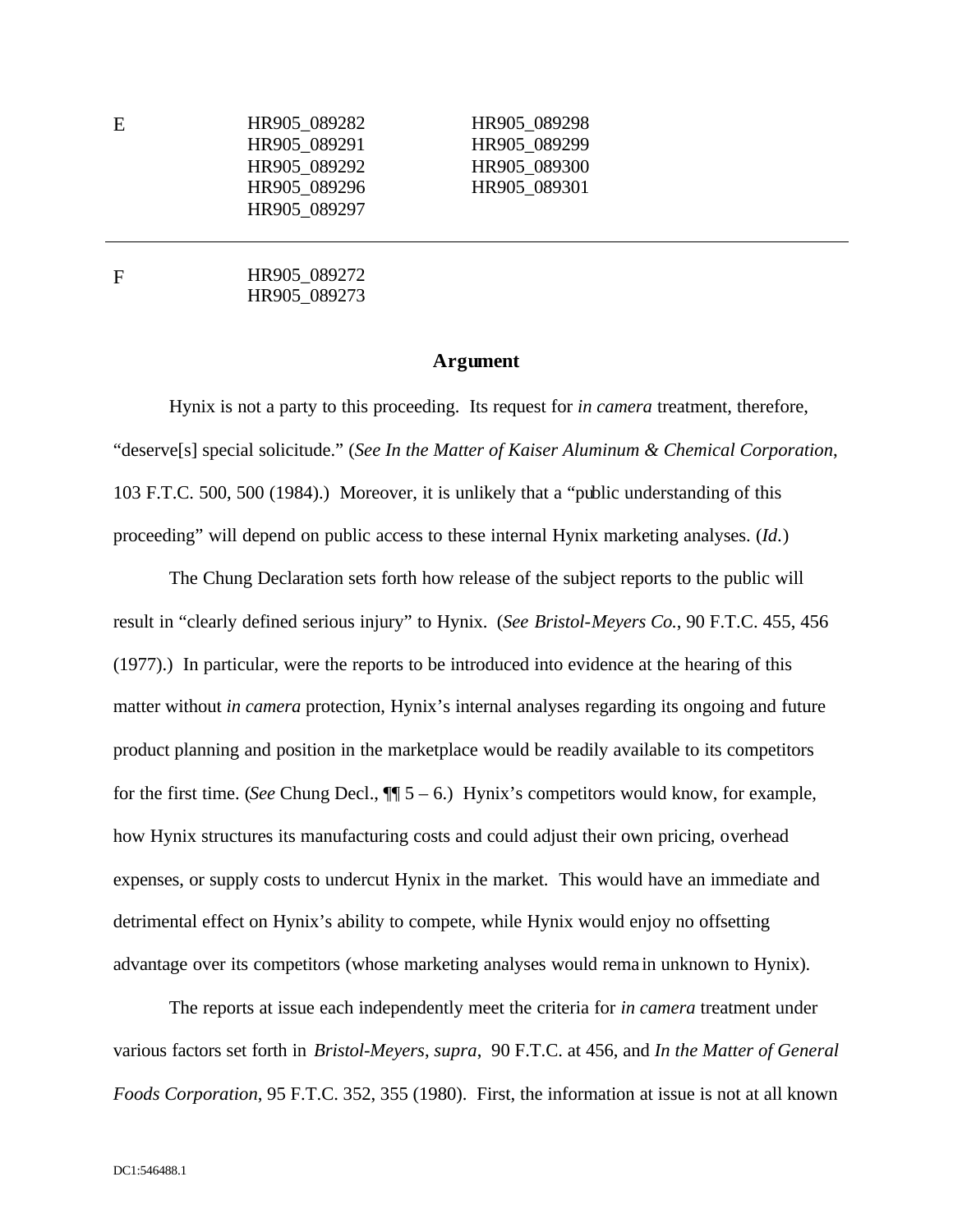| | | |
|---|---|---|
| E | HR905_089282<br>HR905_089291<br>HR905_089292<br>HR905_089296<br>HR905_089297 | HR905_089298<br>HR905_089299<br>HR905_089300<br>HR905_089301 |
| F | HR905_089272<br>HR905_089273 | |

## Argument

Hynix is not a party to this proceeding. Its request for *in camera* treatment, therefore, "deserve[s] special solicitude." (*See In the Matter of Kaiser Aluminum & Chemical Corporation*, 103 F.T.C. 500, 500 (1984).) Moreover, it is unlikely that a "public understanding of this proceeding" will depend on public access to these internal Hynix marketing analyses. (*Id.*)

The Chung Declaration sets forth how release of the subject reports to the public will result in "clearly defined serious injury" to Hynix. (*See Bristol-Meyers Co.*, 90 F.T.C. 455, 456 (1977).) In particular, were the reports to be introduced into evidence at the hearing of this matter without *in camera* protection, Hynix's internal analyses regarding its ongoing and future product planning and position in the marketplace would be readily available to its competitors for the first time. (*See* Chung Decl., ¶¶ 5 – 6.) Hynix's competitors would know, for example, how Hynix structures its manufacturing costs and could adjust their own pricing, overhead expenses, or supply costs to undercut Hynix in the market. This would have an immediate and detrimental effect on Hynix's ability to compete, while Hynix would enjoy no offsetting advantage over its competitors (whose marketing analyses would remain unknown to Hynix).

The reports at issue each independently meet the criteria for *in camera* treatment under various factors set forth in *Bristol-Meyers*, *supra*, 90 F.T.C. at 456, and *In the Matter of General Foods Corporation*, 95 F.T.C. 352, 355 (1980). First, the information at issue is not at all known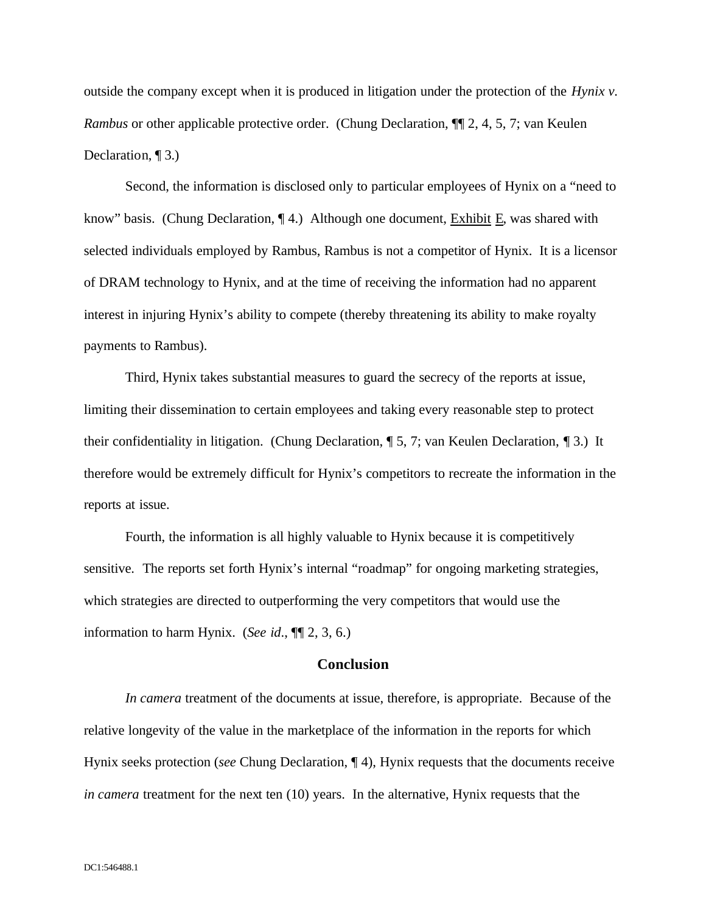outside the company except when it is produced in litigation under the protection of the *Hynix v. Rambus* or other applicable protective order. (Chung Declaration, ¶¶ 2, 4, 5, 7; van Keulen Declaration, ¶ 3.)

Second, the information is disclosed only to particular employees of Hynix on a "need to know" basis. (Chung Declaration, ¶ 4.) Although one document, Exhibit E, was shared with selected individuals employed by Rambus, Rambus is not a competitor of Hynix. It is a licensor of DRAM technology to Hynix, and at the time of receiving the information had no apparent interest in injuring Hynix's ability to compete (thereby threatening its ability to make royalty payments to Rambus).

Third, Hynix takes substantial measures to guard the secrecy of the reports at issue, limiting their dissemination to certain employees and taking every reasonable step to protect their confidentiality in litigation. (Chung Declaration, ¶ 5, 7; van Keulen Declaration, ¶ 3.) It therefore would be extremely difficult for Hynix's competitors to recreate the information in the reports at issue.

Fourth, the information is all highly valuable to Hynix because it is competitively sensitive. The reports set forth Hynix's internal "roadmap" for ongoing marketing strategies, which strategies are directed to outperforming the very competitors that would use the information to harm Hynix. (*See id*., ¶¶ 2, 3, 6.)

## Conclusion

*In camera* treatment of the documents at issue, therefore, is appropriate. Because of the relative longevity of the value in the marketplace of the information in the reports for which Hynix seeks protection (*see* Chung Declaration, ¶ 4), Hynix requests that the documents receive *in camera* treatment for the next ten (10) years. In the alternative, Hynix requests that the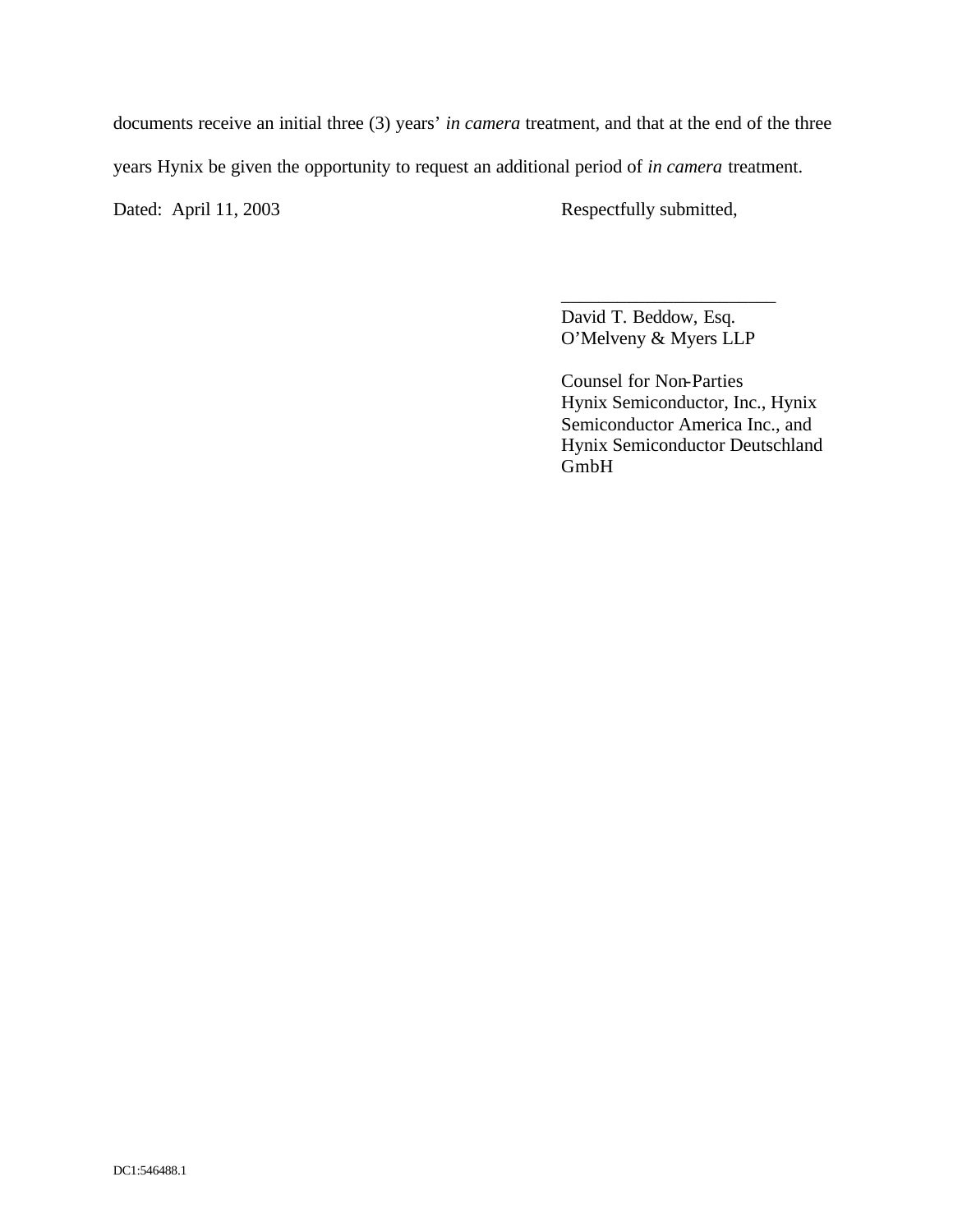documents receive an initial three (3) years' *in camera* treatment, and that at the end of the three years Hynix be given the opportunity to request an additional period of *in camera* treatment.

Dated: April 11, 2003

Respectfully submitted,

_______________________
David T. Beddow, Esq.
O'Melveny & Myers LLP

Counsel for Non-Parties
Hynix Semiconductor, Inc., Hynix Semiconductor America Inc., and Hynix Semiconductor Deutschland GmbH

DC1:546488.1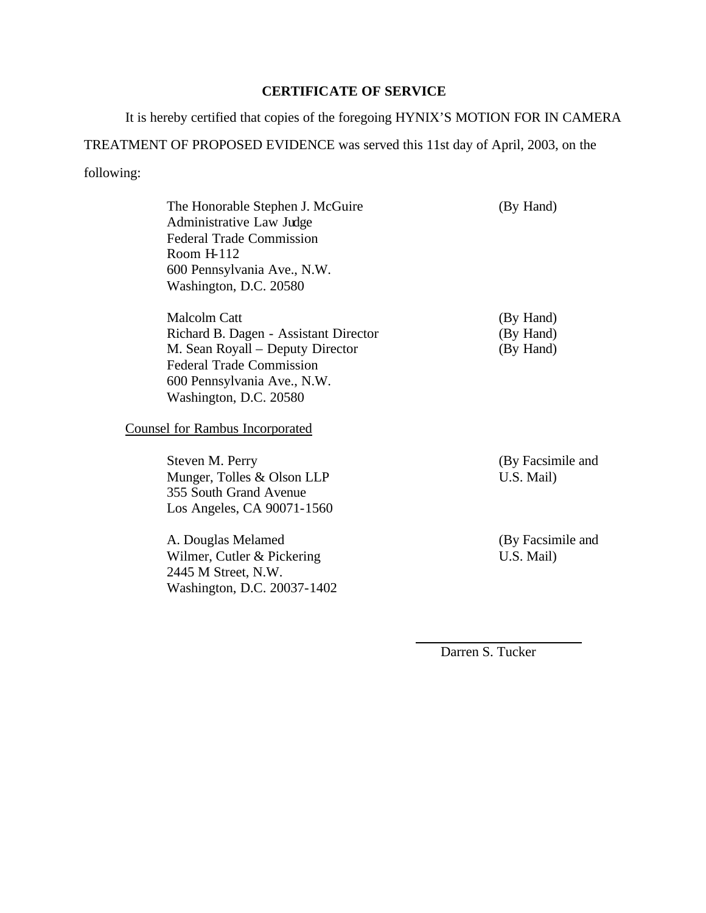**CERTIFICATE OF SERVICE**

It is hereby certified that copies of the foregoing HYNIX'S MOTION FOR IN CAMERA TREATMENT OF PROPOSED EVIDENCE was served this 11st day of April, 2003, on the following:

The Honorable Stephen J. McGuire (By Hand)
Administrative Law Judge
Federal Trade Commission
Room H-112
600 Pennsylvania Ave., N.W.
Washington, D.C. 20580

Malcolm Catt (By Hand)
Richard B. Dagen - Assistant Director (By Hand)
M. Sean Royall – Deputy Director (By Hand)
Federal Trade Commission
600 Pennsylvania Ave., N.W.
Washington, D.C. 20580

<u>Counsel for Rambus Incorporated</u>

Steven M. Perry (By Facsimile and U.S. Mail)
Munger, Tolles & Olson LLP
355 South Grand Avenue
Los Angeles, CA 90071-1560

A. Douglas Melamed (By Facsimile and U.S. Mail)
Wilmer, Cutler & Pickering
2445 M Street, N.W.
Washington, D.C. 20037-1402

Darren S. Tucker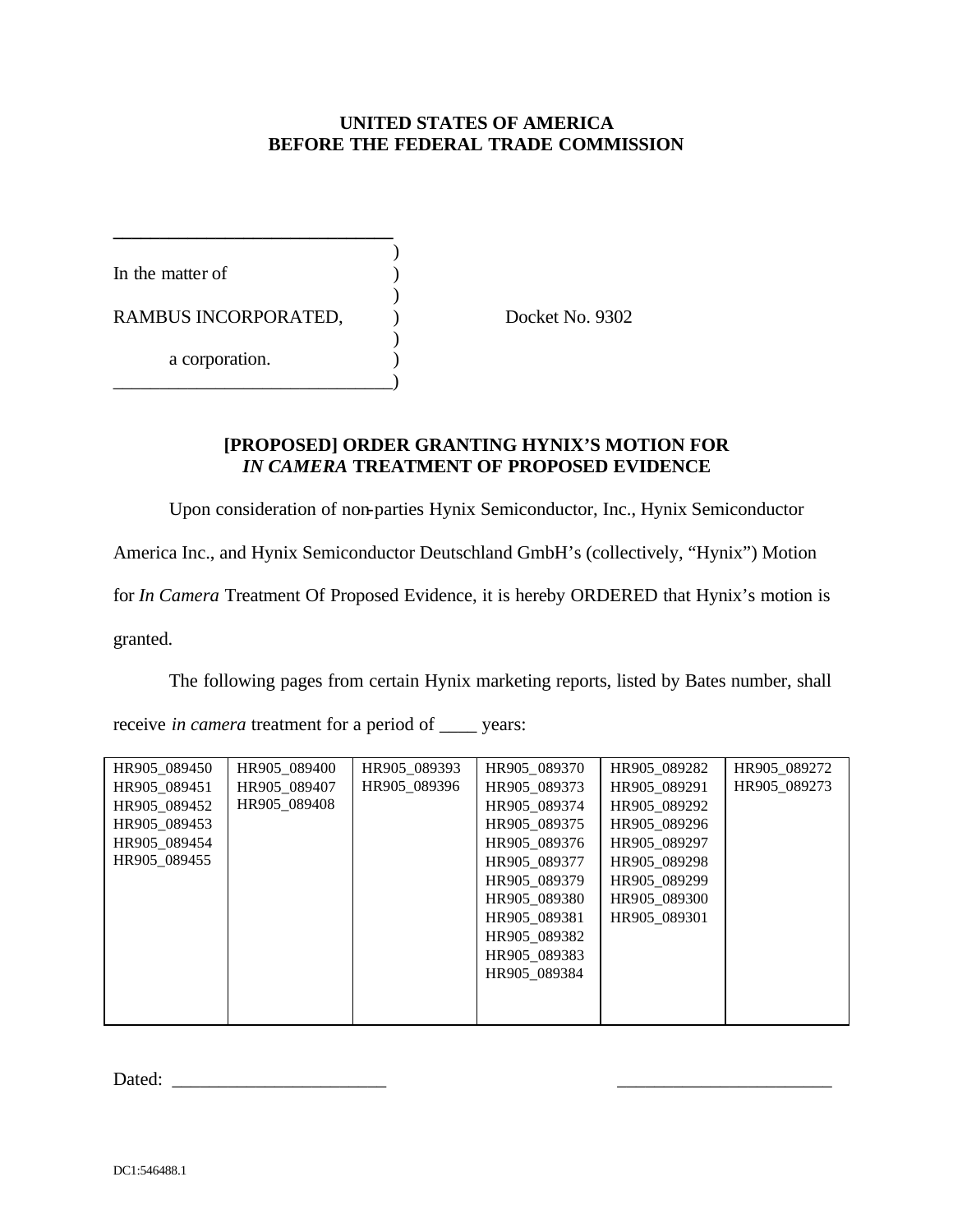**UNITED STATES OF AMERICA**
**BEFORE THE FEDERAL TRADE COMMISSION**

```
_____________________________
                              )
In the matter of              )
                              )
RAMBUS INCORPORATED,          )          Docket No. 9302
                              )
      a corporation.          )
______________________________)
```

**[PROPOSED] ORDER GRANTING HYNIX'S MOTION FOR *IN CAMERA* TREATMENT OF PROPOSED EVIDENCE**

Upon consideration of non-parties Hynix Semiconductor, Inc., Hynix Semiconductor America Inc., and Hynix Semiconductor Deutschland GmbH's (collectively, "Hynix") Motion for *In Camera* Treatment Of Proposed Evidence, it is hereby ORDERED that Hynix's motion is granted.

The following pages from certain Hynix marketing reports, listed by Bates number, shall receive *in camera* treatment for a period of ____ years:

| | | | | | |
|---|---|---|---|---|---|
| HR905_089450 | HR905_089400 | HR905_089393 | HR905_089370 | HR905_089282 | HR905_089272 |
| HR905_089451 | HR905_089407 | HR905_089396 | HR905_089373 | HR905_089291 | HR905_089273 |
| HR905_089452 | HR905_089408 | | HR905_089374 | HR905_089292 | |
| HR905_089453 | | | HR905_089375 | HR905_089296 | |
| HR905_089454 | | | HR905_089376 | HR905_089297 | |
| HR905_089455 | | | HR905_089377 | HR905_089298 | |
| | | | HR905_089379 | HR905_089299 | |
| | | | HR905_089380 | HR905_089300 | |
| | | | HR905_089381 | HR905_089301 | |
| | | | HR905_089382 | | |
| | | | HR905_089383 | | |
| | | | HR905_089384 | | |

Dated: ______________________ &nbsp;&nbsp;&nbsp;&nbsp;&nbsp;&nbsp;&nbsp;&nbsp; ______________________

DC1:546488.1